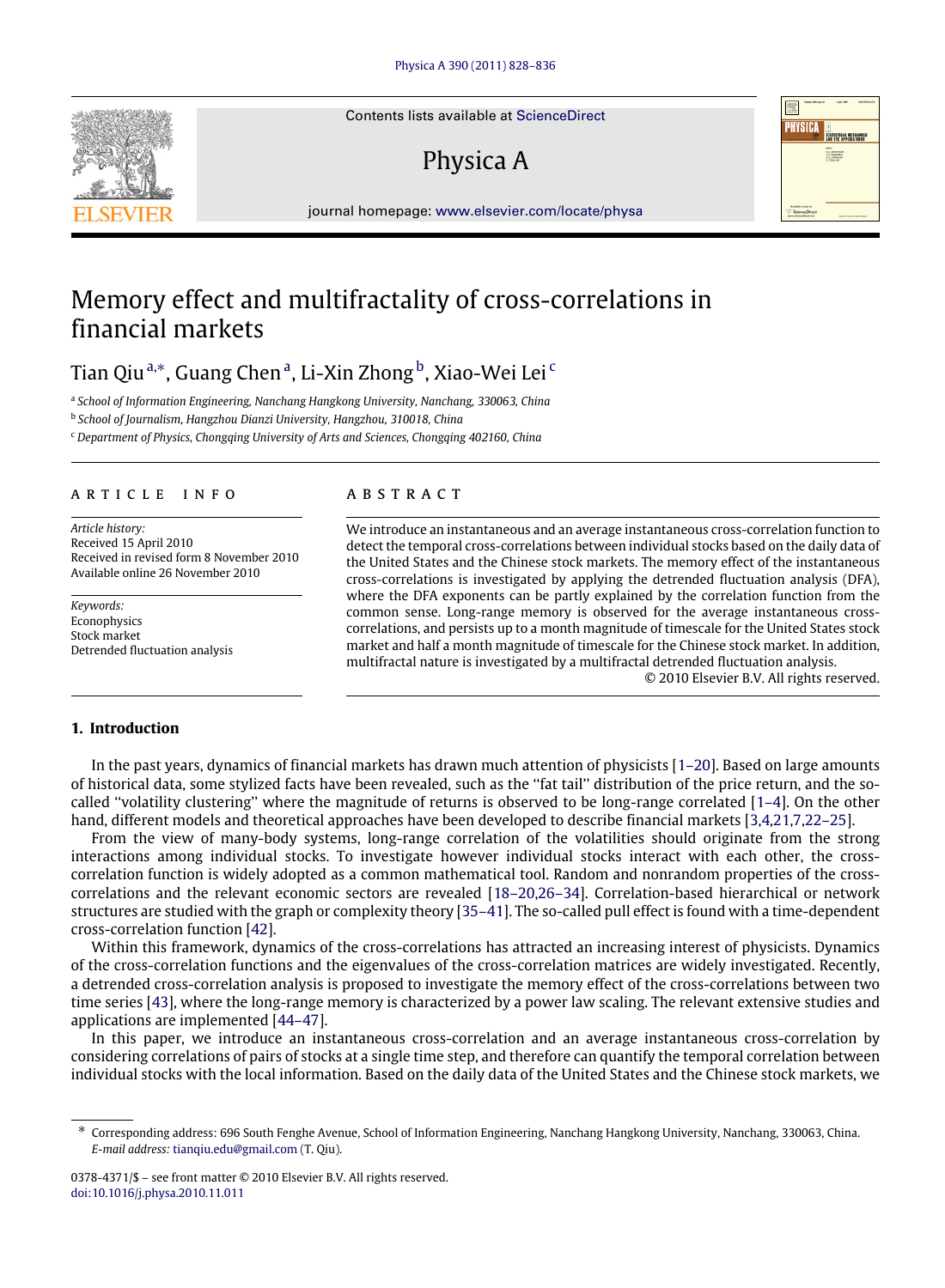# Memory effect and multifractality of cross-correlations in financial markets

Tian Qiu [a,*], Guang Chen [a], Li-Xin Zhong [b], Xiao-Wei Lei [c]

[a] School of Information Engineering, Nanchang Hangkong University, Nanchang, 330063, China

[b] School of Journalism, Hangzhou Dianzi University, Hangzhou, 310018, China

[c] Department of Physics, Chongqing University of Arts and Sciences, Chongqing 402160, China

## ARTICLE INFO

*Article history:*
Received 15 April 2010
Received in revised form 8 November 2010
Available online 26 November 2010

*Keywords:*
Econophysics
Stock market
Detrended fluctuation analysis

## ABSTRACT

We introduce an instantaneous and an average instantaneous cross-correlation function to detect the temporal cross-correlations between individual stocks based on the daily data of the United States and the Chinese stock markets. The memory effect of the instantaneous cross-correlations is investigated by applying the detrended fluctuation analysis (DFA), where the DFA exponents can be partly explained by the correlation function from the common sense. Long-range memory is observed for the average instantaneous cross-correlations, and persists up to a month magnitude of timescale for the United States stock market and half a month magnitude of timescale for the Chinese stock market. In addition, multifractal nature is investigated by a multifractal detrended fluctuation analysis.

© 2010 Elsevier B.V. All rights reserved.

## 1. Introduction

In the past years, dynamics of financial markets has drawn much attention of physicists [1–20]. Based on large amounts of historical data, some stylized facts have been revealed, such as the "fat tail" distribution of the price return, and the so-called "volatility clustering" where the magnitude of returns is observed to be long-range correlated [1–4]. On the other hand, different models and theoretical approaches have been developed to describe financial markets [3,4,21,7,22–25].

From the view of many-body systems, long-range correlation of the volatilities should originate from the strong interactions among individual stocks. To investigate however individual stocks interact with each other, the cross-correlation function is widely adopted as a common mathematical tool. Random and nonrandom properties of the cross-correlations and the relevant economic sectors are revealed [18–20,26–34]. Correlation-based hierarchical or network structures are studied with the graph or complexity theory [35–41]. The so-called pull effect is found with a time-dependent cross-correlation function [42].

Within this framework, dynamics of the cross-correlations has attracted an increasing interest of physicists. Dynamics of the cross-correlation functions and the eigenvalues of the cross-correlation matrices are widely investigated. Recently, a detrended cross-correlation analysis is proposed to investigate the memory effect of the cross-correlations between two time series [43], where the long-range memory is characterized by a power law scaling. The relevant extensive studies and applications are implemented [44–47].

In this paper, we introduce an instantaneous cross-correlation and an average instantaneous cross-correlation by considering correlations of pairs of stocks at a single time step, and therefore can quantify the temporal correlation between individual stocks with the local information. Based on the daily data of the United States and the Chinese stock markets, we

\* Corresponding address: 696 South Fenghe Avenue, School of Information Engineering, Nanchang Hangkong University, Nanchang, 330063, China. *E-mail address:* tianqiu.edu@gmail.com (T. Qiu).

0378-4371/$ – see front matter © 2010 Elsevier B.V. All rights reserved.
doi:10.1016/j.physa.2010.11.011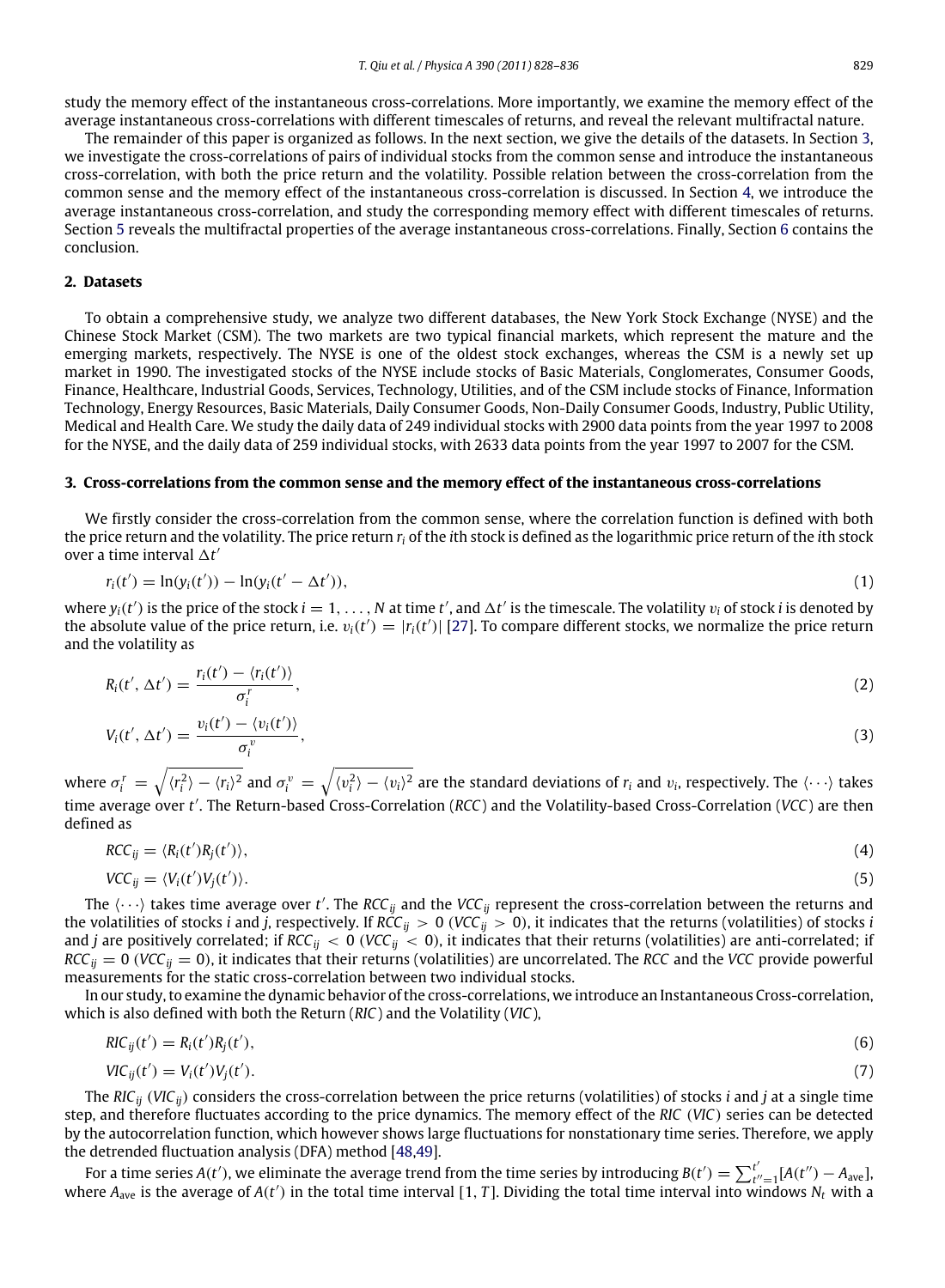study the memory effect of the instantaneous cross-correlations. More importantly, we examine the memory effect of the average instantaneous cross-correlations with different timescales of returns, and reveal the relevant multifractal nature.

The remainder of this paper is organized as follows. In the next section, we give the details of the datasets. In Section 3, we investigate the cross-correlations of pairs of individual stocks from the common sense and introduce the instantaneous cross-correlation, with both the price return and the volatility. Possible relation between the cross-correlation from the common sense and the memory effect of the instantaneous cross-correlation is discussed. In Section 4, we introduce the average instantaneous cross-correlation, and study the corresponding memory effect with different timescales of returns. Section 5 reveals the multifractal properties of the average instantaneous cross-correlations. Finally, Section 6 contains the conclusion.

## 2. Datasets

To obtain a comprehensive study, we analyze two different databases, the New York Stock Exchange (NYSE) and the Chinese Stock Market (CSM). The two markets are two typical financial markets, which represent the mature and the emerging markets, respectively. The NYSE is one of the oldest stock exchanges, whereas the CSM is a newly set up market in 1990. The investigated stocks of the NYSE include stocks of Basic Materials, Conglomerates, Consumer Goods, Finance, Healthcare, Industrial Goods, Services, Technology, Utilities, and of the CSM include stocks of Finance, Information Technology, Energy Resources, Basic Materials, Daily Consumer Goods, Non-Daily Consumer Goods, Industry, Public Utility, Medical and Health Care. We study the daily data of 249 individual stocks with 2900 data points from the year 1997 to 2008 for the NYSE, and the daily data of 259 individual stocks, with 2633 data points from the year 1997 to 2007 for the CSM.

## 3. Cross-correlations from the common sense and the memory effect of the instantaneous cross-correlations

We firstly consider the cross-correlation from the common sense, where the correlation function is defined with both the price return and the volatility. The price return $r_i$ of the $i$th stock is defined as the logarithmic price return of the $i$th stock over a time interval $\Delta t'$

$$r_i(t') = \ln(y_i(t')) - \ln(y_i(t' - \Delta t')), \tag{1}$$

where $y_i(t')$ is the price of the stock $i = 1, \ldots, N$ at time $t'$, and $\Delta t'$ is the timescale. The volatility $v_i$ of stock $i$ is denoted by the absolute value of the price return, i.e. $v_i(t') = |r_i(t')|$ [27]. To compare different stocks, we normalize the price return and the volatility as

$$R_i(t', \Delta t') = \frac{r_i(t') - \langle r_i(t') \rangle}{\sigma_i^r}, \tag{2}$$

$$V_i(t', \Delta t') = \frac{v_i(t') - \langle v_i(t') \rangle}{\sigma_i^v}, \tag{3}$$

where $\sigma_i^r = \sqrt{\langle r_i^2 \rangle - \langle r_i \rangle^2}$ and $\sigma_i^v = \sqrt{\langle v_i^2 \rangle - \langle v_i \rangle^2}$ are the standard deviations of $r_i$ and $v_i$, respectively. The $\langle \cdots \rangle$ takes time average over $t'$. The Return-based Cross-Correlation (*RCC*) and the Volatility-based Cross-Correlation (*VCC*) are then defined as

$$RCC_{ij} = \langle R_i(t') R_j(t') \rangle, \tag{4}$$

$$VCC_{ij} = \langle V_i(t') V_j(t') \rangle. \tag{5}$$

The $\langle \cdots \rangle$ takes time average over $t'$. The $RCC_{ij}$ and the $VCC_{ij}$ represent the cross-correlation between the returns and the volatilities of stocks $i$ and $j$, respectively. If $RCC_{ij} > 0$ ($VCC_{ij} > 0$), it indicates that the returns (volatilities) of stocks $i$ and $j$ are positively correlated; if $RCC_{ij} < 0$ ($VCC_{ij} < 0$), it indicates that their returns (volatilities) are anti-correlated; if $RCC_{ij} = 0$ ($VCC_{ij} = 0$), it indicates that their returns (volatilities) are uncorrelated. The *RCC* and the *VCC* provide powerful measurements for the static cross-correlation between two individual stocks.

In our study, to examine the dynamic behavior of the cross-correlations, we introduce an Instantaneous Cross-correlation, which is also defined with both the Return (*RIC*) and the Volatility (*VIC*),

$$RIC_{ij}(t') = R_i(t') R_j(t'), \tag{6}$$

$$VIC_{ij}(t') = V_i(t') V_j(t'). \tag{7}$$

The $RIC_{ij}$ ($VIC_{ij}$) considers the cross-correlation between the price returns (volatilities) of stocks $i$ and $j$ at a single time step, and therefore fluctuates according to the price dynamics. The memory effect of the *RIC* (*VIC*) series can be detected by the autocorrelation function, which however shows large fluctuations for nonstationary time series. Therefore, we apply the detrended fluctuation analysis (DFA) method [48,49].

For a time series $A(t')$, we eliminate the average trend from the time series by introducing $B(t') = \sum_{t''=1}^{t'} [A(t'') - A_{\text{ave}}]$, where $A_{\text{ave}}$ is the average of $A(t')$ in the total time interval $[1, T]$. Dividing the total time interval into windows $N_t$ with a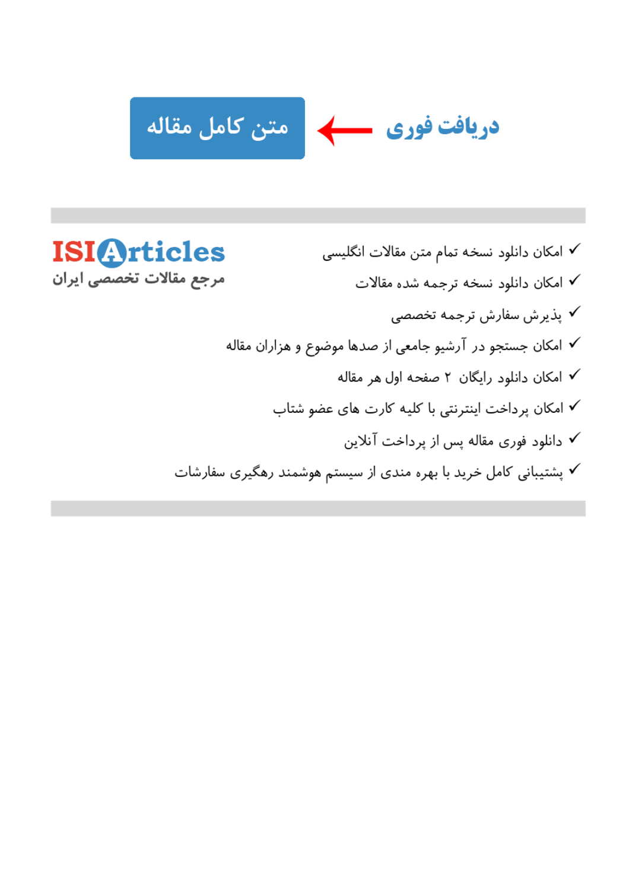دریافت فوری ← **متن کامل مقاله**

**ISIArticles**
مرجع مقالات تخصصی ایران

- ✓ امکان دانلود نسخه تمام متن مقالات انگلیسی
- ✓ امکان دانلود نسخه ترجمه شده مقالات
- ✓ پذیرش سفارش ترجمه تخصصی
- ✓ امکان جستجو در آرشیو جامعی از صدها موضوع و هزاران مقاله
- ✓ امکان دانلود رایگان ۲ صفحه اول هر مقاله
- ✓ امکان پرداخت اینترنتی با کلیه کارت های عضو شتاب
- ✓ دانلود فوری مقاله پس از پرداخت آنلاین
- ✓ پشتیبانی کامل خرید با بهره مندی از سیستم هوشمند رهگیری سفارشات